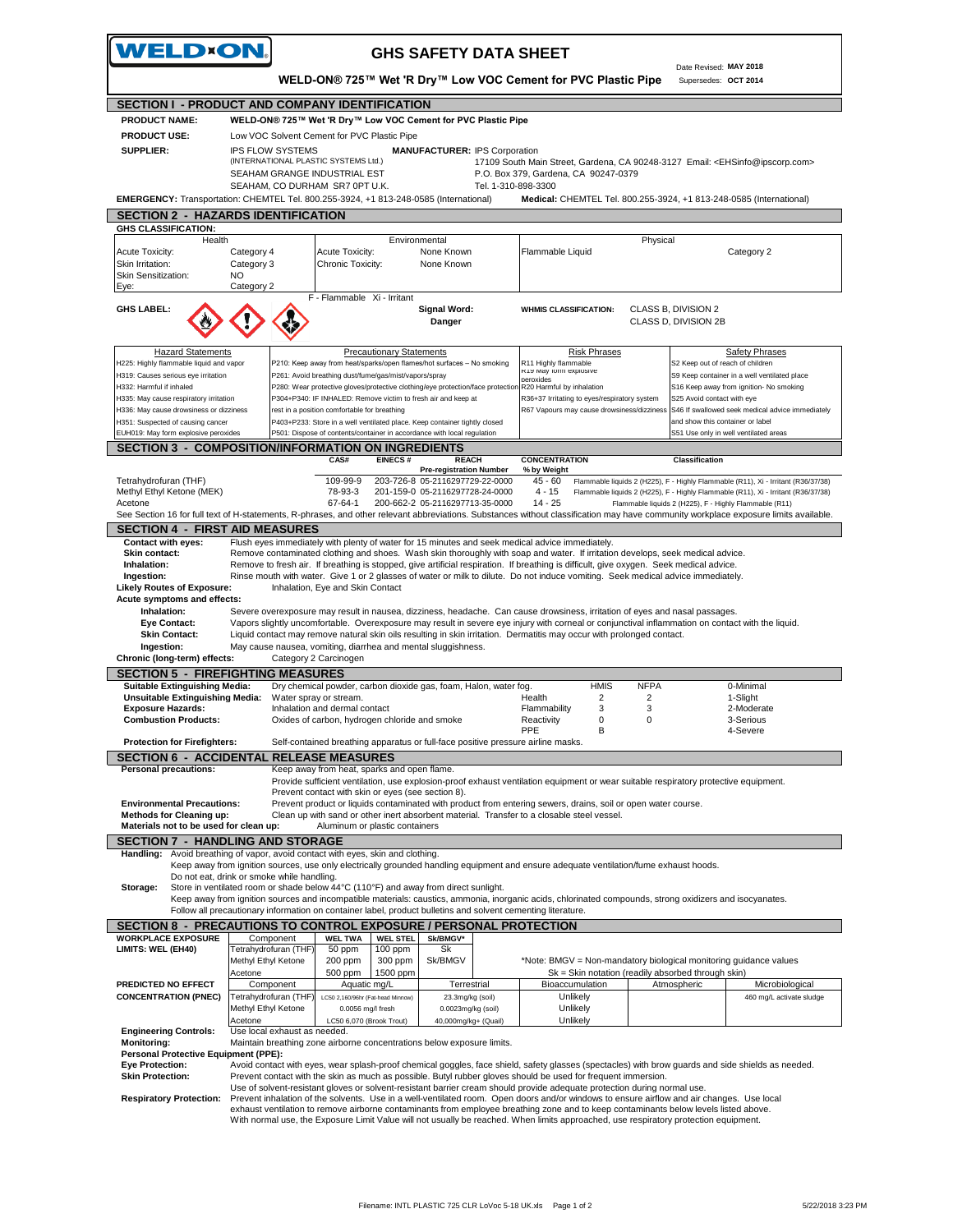# WELD-ON

## GHS SAFETY DATA SHEET

**WELD-ON® 725™ Wet 'R Dry™ Low VOC Cement for PVC Plastic Pipe**

Date Revised: **MAY 2018**
Supersedes: **OCT 2014**

## SECTION I - PRODUCT AND COMPANY IDENTIFICATION

**PRODUCT NAME:** WELD-ON® 725™ Wet 'R Dry™ Low VOC Cement for PVC Plastic Pipe

**PRODUCT USE:** Low VOC Solvent Cement for PVC Plastic Pipe

**SUPPLIER:** IPS FLOW SYSTEMS (INTERNATIONAL PLASTIC SYSTEMS Ltd.) SEAHAM GRANGE INDUSTRIAL EST SEAHAM, CO DURHAM SR7 0PT U.K.

**MANUFACTURER:** IPS Corporation 17109 South Main Street, Gardena, CA 90248-3127 Email: <EHSinfo@ipscorp.com> P.O. Box 379, Gardena, CA 90247-0379 Tel. 1-310-898-3300

**EMERGENCY:** Transportation: CHEMTEL Tel. 800.255-3924, +1 813-248-0585 (International)

**Medical:** CHEMTEL Tel. 800.255-3924, +1 813-248-0585 (International)

## SECTION 2 - HAZARDS IDENTIFICATION

**GHS CLASSIFICATION:**

| Health | | Environmental | | Physical | |
|---|---|---|---|---|---|
| Acute Toxicity: | Category 4 | Acute Toxicity: | None Known | Flammable Liquid | Category 2 |
| Skin Irritation: | Category 3 | Chronic Toxicity: | None Known | | |
| Skin Sensitization: | NO | | | | |
| Eye: | Category 2 | | | | |

F - Flammable Xi - Irritant

**GHS LABEL:**

**Signal Word:** Danger

**WHMIS CLASSIFICATION:** CLASS B, DIVISION 2; CLASS D, DIVISION 2B

| Hazard Statements | Precautionary Statements | Risk Phrases | Safety Phrases |
|---|---|---|---|
| H225: Highly flammable liquid and vapor | P210: Keep away from heat/sparks/open flames/hot surfaces – No smoking | R11 Highly flammable | S2 Keep out of reach of children |
| H319: Causes serious eye irritation | P261: Avoid breathing dust/fume/gas/mist/vapors/spray | R19 May form explosive peroxides | S9 Keep container in a well ventilated place |
| H332: Harmful if inhaled | P280: Wear protective gloves/protective clothing/eye protection/face protection | R20 Harmful by inhalation | S16 Keep away from ignition- No smoking |
| H335: May cause respiratory irritation | P304+P340: IF INHALED: Remove victim to fresh air and keep at | R36+37 Irritating to eyes/respiratory system | S25 Avoid contact with eye |
| H336: May cause drowsiness or dizziness | rest in a position comfortable for breathing | R67 Vapours may cause drowsiness/dizziness | S46 If swallowed seek medical advice immediately |
| H351: Suspected of causing cancer | P403+P233: Store in a well ventilated place. Keep container tightly closed | | and show this container or label |
| EUH019: May form explosive peroxides | P501: Dispose of contents/container in accordance with local regulation | | S51 Use only in well ventilated areas |

## SECTION 3 - COMPOSITION/INFORMATION ON INGREDIENTS

| | CAS# | EINECS # | REACH Pre-registration Number | CONCENTRATION % by Weight | Classification |
|---|---|---|---|---|---|
| Tetrahydrofuran (THF) | 109-99-9 | 203-726-8 | 05-2116297729-22-0000 | 45 - 60 | Flammable liquids 2 (H225), F - Highly Flammable (R11), Xi - Irritant (R36/37/38) |
| Methyl Ethyl Ketone (MEK) | 78-93-3 | 201-159-0 | 05-2116297728-24-0000 | 4 - 15 | Flammable liquids 2 (H225), F - Highly Flammable (R11), Xi - Irritant (R36/37/38) |
| Acetone | 67-64-1 | 200-662-2 | 05-2116297713-35-0000 | 14 - 25 | Flammable liquids 2 (H225), F - Highly Flammable (R11) |

See Section 16 for full text of H-statements, R-phrases, and other relevant abbreviations. Substances without classification may have community workplace exposure limits available.

## SECTION 4 - FIRST AID MEASURES

**Contact with eyes:** Flush eyes immediately with plenty of water for 15 minutes and seek medical advice immediately.

**Skin contact:** Remove contaminated clothing and shoes. Wash skin thoroughly with soap and water. If irritation develops, seek medical advice.

**Inhalation:** Remove to fresh air. If breathing is stopped, give artificial respiration. If breathing is difficult, give oxygen. Seek medical advice.

**Ingestion:** Rinse mouth with water. Give 1 or 2 glasses of water or milk to dilute. Do not induce vomiting. Seek medical advice immediately.

**Likely Routes of Exposure:** Inhalation, Eye and Skin Contact

**Acute symptoms and effects:**

**Inhalation:** Severe overexposure may result in nausea, dizziness, headache. Can cause drowsiness, irritation of eyes and nasal passages.

**Eye Contact:** Vapors slightly uncomfortable. Overexposure may result in severe eye injury with corneal or conjunctival inflammation on contact with the liquid.

**Skin Contact:** Liquid contact may remove natural skin oils resulting in skin irritation. Dermatitis may occur with prolonged contact.

**Ingestion:** May cause nausea, vomiting, diarrhea and mental sluggishness.

**Chronic (long-term) effects:** Category 2 Carcinogen

## SECTION 5 - FIREFIGHTING MEASURES

**Suitable Extinguishing Media:** Dry chemical powder, carbon dioxide gas, foam, Halon, water fog.

**Unsuitable Extinguishing Media:** Water spray or stream.

**Exposure Hazards:** Inhalation and dermal contact

**Combustion Products:** Oxides of carbon, hydrogen chloride and smoke

| | HMIS | NFPA | |
|---|---|---|---|
| Health | 2 | 2 | 0-Minimal |
| Flammability | 3 | 3 | 1-Slight |
| Reactivity | 0 | 0 | 2-Moderate |
| PPE | B | | 3-Serious |
| | | | 4-Severe |

**Protection for Firefighters:** Self-contained breathing apparatus or full-face positive pressure airline masks.

## SECTION 6 - ACCIDENTAL RELEASE MEASURES

**Personal precautions:** Keep away from heat, sparks and open flame.
Provide sufficient ventilation, use explosion-proof exhaust ventilation equipment or wear suitable respiratory protective equipment.
Prevent contact with skin or eyes (see section 8).

**Environmental Precautions:** Prevent product or liquids contaminated with product from entering sewers, drains, soil or open water course.

**Methods for Cleaning up:** Clean up with sand or other inert absorbent material. Transfer to a closable steel vessel.

**Materials not to be used for clean up:** Aluminum or plastic containers

## SECTION 7 - HANDLING AND STORAGE

**Handling:** Avoid breathing of vapor, avoid contact with eyes, skin and clothing.
Keep away from ignition sources, use only electrically grounded handling equipment and ensure adequate ventilation/fume exhaust hoods.
Do not eat, drink or smoke while handling.

**Storage:** Store in ventilated room or shade below 44°C (110°F) and away from direct sunlight.
Keep away from ignition sources and incompatible materials: caustics, ammonia, inorganic acids, chlorinated compounds, strong oxidizers and isocyanates.
Follow all precautionary information on container label, product bulletins and solvent cementing literature.

## SECTION 8 - PRECAUTIONS TO CONTROL EXPOSURE / PERSONAL PROTECTION

**WORKPLACE EXPOSURE LIMITS: WEL (EH40)**

| Component | WEL TWA | WEL STEL | Sk/BMGV* |
|---|---|---|---|
| Tetrahydrofuran (THF) | 50 ppm | 100 ppm | Sk |
| Methyl Ethyl Ketone | 200 ppm | 300 ppm | Sk/BMGV |
| Acetone | 500 ppm | 1500 ppm | |

*Note: BMGV = Non-mandatory biological monitoring guidance values
Sk = Skin notation (readily absorbed through skin)

**PREDICTED NO EFFECT CONCENTRATION (PNEC)**

| Component | Aquatic mg/L | Terrestrial | Bioaccumulation | Atmospheric | Microbiological |
|---|---|---|---|---|---|
| Tetrahydrofuran (THF) | LC50 2,160/96hr (Fat-head Minnow) | 23.3mg/kg (soil) | Unlikely | | 460 mg/L activate sludge |
| Methyl Ethyl Ketone | 0.0056 mg/l fresh | 0.0023mg/kg (soil) | Unlikely | | |
| Acetone | LC50 6,070 (Brook Trout) | 40,000mg/kg+ (Quail) | Unlikely | | |

**Engineering Controls:** Use local exhaust as needed.

**Monitoring:** Maintain breathing zone airborne concentrations below exposure limits.

**Personal Protective Equipment (PPE):**

**Eye Protection:** Avoid contact with eyes, wear splash-proof chemical goggles, face shield, safety glasses (spectacles) with brow guards and side shields as needed.

**Skin Protection:** Prevent contact with the skin as much as possible. Butyl rubber gloves should be used for frequent immersion.
Use of solvent-resistant gloves or solvent-resistant barrier cream should provide adequate protection during normal use.

**Respiratory Protection:** Prevent inhalation of the solvents. Use in a well-ventilated room. Open doors and/or windows to ensure airflow and air changes. Use local exhaust ventilation to remove airborne contaminants from employee breathing zone and to keep contaminants below levels listed above.
With normal use, the Exposure Limit Value will not usually be reached. When limits approached, use respiratory protection equipment.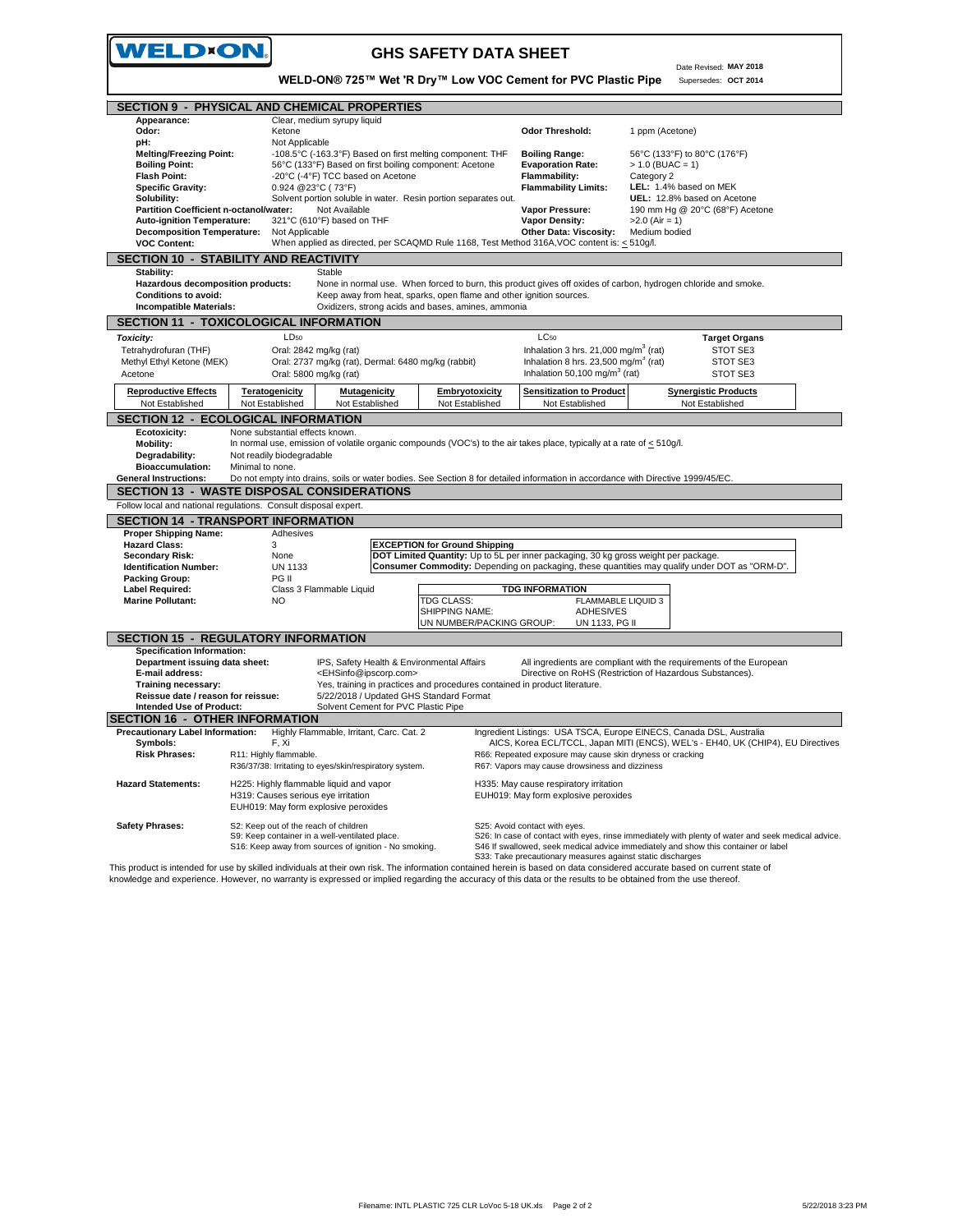# GHS SAFETY DATA SHEET

**WELD-ON® 725™ Wet 'R Dry™ Low VOC Cement for PVC Plastic Pipe**

Date Revised: **MAY 2018**
Supersedes: **OCT 2014**

## SECTION 9 - PHYSICAL AND CHEMICAL PROPERTIES

| | | | |
|---|---|---|---|
| **Appearance:** | Clear, medium syrupy liquid | | |
| **Odor:** | Ketone | **Odor Threshold:** | 1 ppm (Acetone) |
| **pH:** | Not Applicable | | |
| **Melting/Freezing Point:** | -108.5°C (-163.3°F) Based on first melting component: THF | **Boiling Range:** | 56°C (133°F) to 80°C (176°F) |
| **Boiling Point:** | 56°C (133°F) Based on first boiling component: Acetone | **Evaporation Rate:** | > 1.0 (BUAC = 1) |
| **Flash Point:** | -20°C (-4°F) TCC based on Acetone | **Flammability:** | Category 2 |
| **Specific Gravity:** | 0.924 @23°C ( 73°F) | **Flammability Limits:** | **LEL:** 1.4% based on MEK |
| **Solubility:** | Solvent portion soluble in water. Resin portion separates out. | | **UEL:** 12.8% based on Acetone |
| **Partition Coefficient n-octanol/water:** | Not Available | **Vapor Pressure:** | 190 mm Hg @ 20°C (68°F) Acetone |
| **Auto-ignition Temperature:** | 321°C (610°F) based on THF | **Vapor Density:** | >2.0 (Air = 1) |
| **Decomposition Temperature:** | Not Applicable | **Other Data: Viscosity:** | Medium bodied |
| **VOC Content:** | When applied as directed, per SCAQMD Rule 1168, Test Method 316A,VOC content is: ≤ 510g/l. | | |

## SECTION 10 - STABILITY AND REACTIVITY

| | |
|---|---|
| **Stability:** | Stable |
| **Hazardous decomposition products:** | None in normal use. When forced to burn, this product gives off oxides of carbon, hydrogen chloride and smoke. |
| **Conditions to avoid:** | Keep away from heat, sparks, open flame and other ignition sources. |
| **Incompatible Materials:** | Oxidizers, strong acids and bases, amines, ammonia |

## SECTION 11 - TOXICOLOGICAL INFORMATION

| ***Toxicity:*** | $LD_{50}$ | $LC_{50}$ | **Target Organs** |
|---|---|---|---|
| Tetrahydrofuran (THF) | Oral: 2842 mg/kg (rat) | Inhalation 3 hrs. 21,000 mg/m$^3$ (rat) | STOT SE3 |
| Methyl Ethyl Ketone (MEK) | Oral: 2737 mg/kg (rat), Dermal: 6480 mg/kg (rabbit) | Inhalation 8 hrs. 23,500 mg/m$^3$ (rat) | STOT SE3 |
| Acetone | Oral: 5800 mg/kg (rat) | Inhalation 50,100 mg/m$^3$ (rat) | STOT SE3 |

| Reproductive Effects | Teratogenicity | Mutagenicity | Embryotoxicity | Sensitization to Product | Synergistic Products |
|---|---|---|---|---|---|
| Not Established | Not Established | Not Established | Not Established | Not Established | Not Established |

## SECTION 12 - ECOLOGICAL INFORMATION

| | |
|---|---|
| **Ecotoxicity:** | None substantial effects known. |
| **Mobility:** | In normal use, emission of volatile organic compounds (VOC's) to the air takes place, typically at a rate of ≤ 510g/l. |
| **Degradability:** | Not readily biodegradable |
| **Bioaccumulation:** | Minimal to none. |
| **General Instructions:** | Do not empty into drains, soils or water bodies. See Section 8 for detailed information in accordance with Directive 1999/45/EC. |

## SECTION 13 - WASTE DISPOSAL CONSIDERATIONS

Follow local and national regulations. Consult disposal expert.

## SECTION 14 - TRANSPORT INFORMATION

| | |
|---|---|
| **Proper Shipping Name:** | Adhesives |
| **Hazard Class:** | 3 |
| **Secondary Risk:** | None |
| **Identification Number:** | UN 1133 |
| **Packing Group:** | PG II |
| **Label Required:** | Class 3 Flammable Liquid |
| **Marine Pollutant:** | NO |

**EXCEPTION for Ground Shipping**
**DOT Limited Quantity:** Up to 5L per inner packaging, 30 kg gross weight per package.
**Consumer Commodity:** Depending on packaging, these quantities may qualify under DOT as "ORM-D".

| TDG INFORMATION | |
|---|---|
| TDG CLASS: | FLAMMABLE LIQUID 3 |
| SHIPPING NAME: | ADHESIVES |
| UN NUMBER/PACKING GROUP: | UN 1133, PG II |

## SECTION 15 - REGULATORY INFORMATION

| | |
|---|---|
| **Specification Information:** | |
| **Department issuing data sheet:** | IPS, Safety Health & Environmental Affairs |
| **E-mail address:** | <EHSinfo@ipscorp.com> |
| **Training necessary:** | Yes, training in practices and procedures contained in product literature. |
| **Reissue date / reason for reissue:** | 5/22/2018 / Updated GHS Standard Format |
| **Intended Use of Product:** | Solvent Cement for PVC Plastic Pipe |

All ingredients are compliant with the requirements of the European Directive on RoHS (Restriction of Hazardous Substances).

## SECTION 16 - OTHER INFORMATION

**Precautionary Label Information:** Highly Flammable, Irritant, Carc. Cat. 2

**Symbols:** F, Xi

Ingredient Listings: USA TSCA, Europe EINECS, Canada DSL, Australia AICS, Korea ECL/TCCL, Japan MITI (ENCS), WEL's - EH40, UK (CHIP4), EU Directives

**Risk Phrases:**
- R11: Highly flammable.
- R36/37/38: Irritating to eyes/skin/respiratory system.
- R66: Repeated exposure may cause skin dryness or cracking
- R67: Vapors may cause drowsiness and dizziness

**Hazard Statements:**
- H225: Highly flammable liquid and vapor
- H319: Causes serious eye irritation
- EUH019: May form explosive peroxides
- H335: May cause respiratory irritation
- EUH019: May form explosive peroxides

**Safety Phrases:**
- S2: Keep out of the reach of children
- S9: Keep container in a well-ventilated place.
- S16: Keep away from sources of ignition - No smoking.
- S25: Avoid contact with eyes.
- S26: In case of contact with eyes, rinse immediately with plenty of water and seek medical advice.
- S46 If swallowed, seek medical advice immediately and show this container or label
- S33: Take precautionary measures against static discharges

This product is intended for use by skilled individuals at their own risk. The information contained herein is based on data considered accurate based on current state of knowledge and experience. However, no warranty is expressed or implied regarding the accuracy of this data or the results to be obtained from the use thereof.